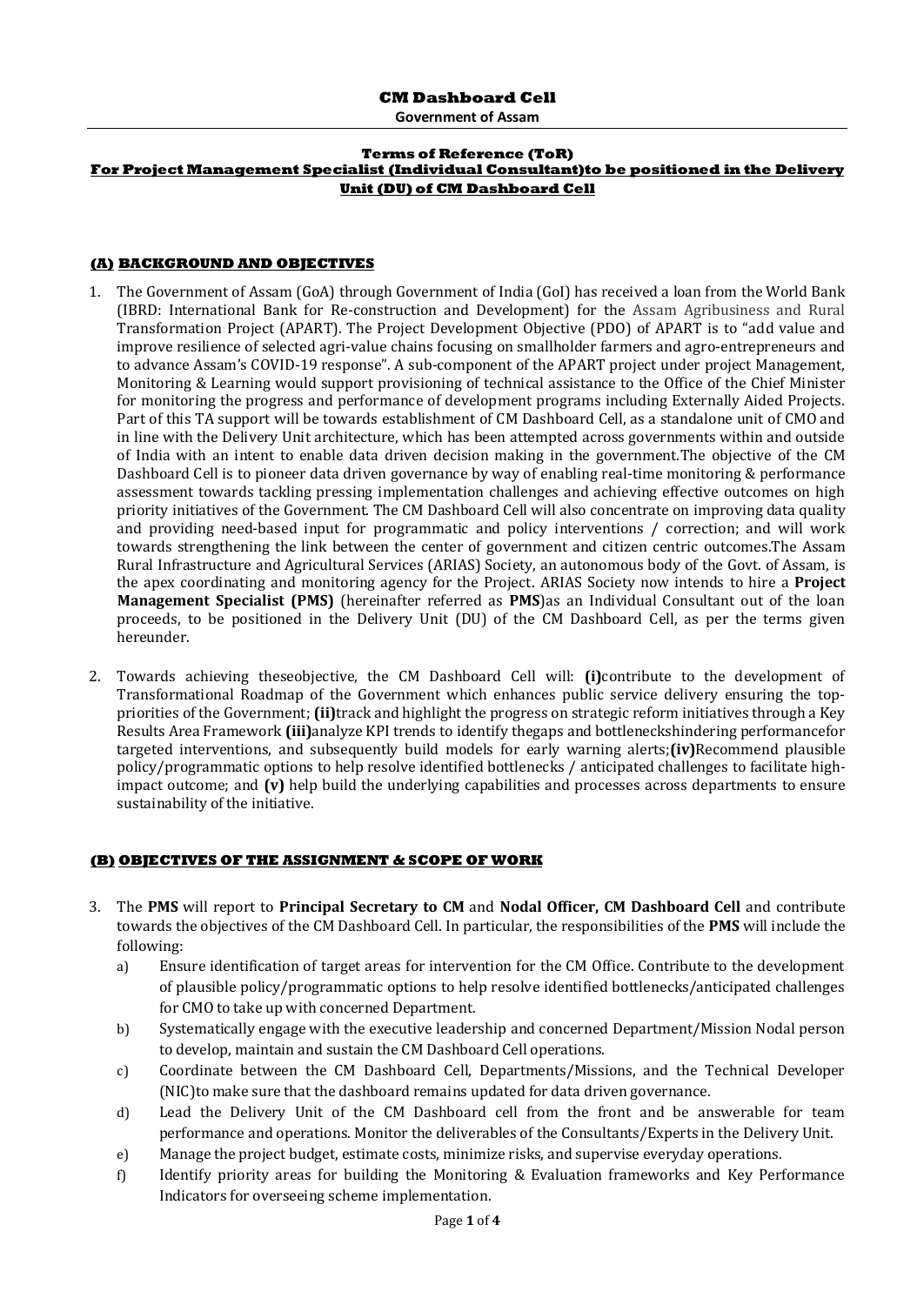# CM Dashboard Cell

**Government of Assam**

### Terms of Reference (ToR)
### For Project Management Specialist (Individual Consultant)to be positioned in the Delivery Unit (DU) of CM Dashboard Cell

## (A) BACKGROUND AND OBJECTIVES

1. The Government of Assam (GoA) through Government of India (GoI) has received a loan from the World Bank (IBRD: International Bank for Re-construction and Development) for the Assam Agribusiness and Rural Transformation Project (APART). The Project Development Objective (PDO) of APART is to "add value and improve resilience of selected agri-value chains focusing on smallholder farmers and agro-entrepreneurs and to advance Assam's COVID-19 response". A sub-component of the APART project under project Management, Monitoring & Learning would support provisioning of technical assistance to the Office of the Chief Minister for monitoring the progress and performance of development programs including Externally Aided Projects. Part of this TA support will be towards establishment of CM Dashboard Cell, as a standalone unit of CMO and in line with the Delivery Unit architecture, which has been attempted across governments within and outside of India with an intent to enable data driven decision making in the government.The objective of the CM Dashboard Cell is to pioneer data driven governance by way of enabling real-time monitoring & performance assessment towards tackling pressing implementation challenges and achieving effective outcomes on high priority initiatives of the Government. The CM Dashboard Cell will also concentrate on improving data quality and providing need-based input for programmatic and policy interventions / correction; and will work towards strengthening the link between the center of government and citizen centric outcomes.The Assam Rural Infrastructure and Agricultural Services (ARIAS) Society, an autonomous body of the Govt. of Assam, is the apex coordinating and monitoring agency for the Project. ARIAS Society now intends to hire a **Project Management Specialist (PMS)** (hereinafter referred as **PMS**)as an Individual Consultant out of the loan proceeds, to be positioned in the Delivery Unit (DU) of the CM Dashboard Cell, as per the terms given hereunder.

2. Towards achieving theseobjective, the CM Dashboard Cell will: **(i)**contribute to the development of Transformational Roadmap of the Government which enhances public service delivery ensuring the top-priorities of the Government; **(ii)**track and highlight the progress on strategic reform initiatives through a Key Results Area Framework **(iii)**analyze KPI trends to identify thegaps and bottleneckshindering performancefor targeted interventions, and subsequently build models for early warning alerts;**(iv)**Recommend plausible policy/programmatic options to help resolve identified bottlenecks / anticipated challenges to facilitate high-impact outcome; and **(v)** help build the underlying capabilities and processes across departments to ensure sustainability of the initiative.

## (B) OBJECTIVES OF THE ASSIGNMENT & SCOPE OF WORK

3. The **PMS** will report to **Principal Secretary to CM** and **Nodal Officer, CM Dashboard Cell** and contribute towards the objectives of the CM Dashboard Cell. In particular, the responsibilities of the **PMS** will include the following:
   a) Ensure identification of target areas for intervention for the CM Office. Contribute to the development of plausible policy/programmatic options to help resolve identified bottlenecks/anticipated challenges for CMO to take up with concerned Department.
   b) Systematically engage with the executive leadership and concerned Department/Mission Nodal person to develop, maintain and sustain the CM Dashboard Cell operations.
   c) Coordinate between the CM Dashboard Cell, Departments/Missions, and the Technical Developer (NIC)to make sure that the dashboard remains updated for data driven governance.
   d) Lead the Delivery Unit of the CM Dashboard cell from the front and be answerable for team performance and operations. Monitor the deliverables of the Consultants/Experts in the Delivery Unit.
   e) Manage the project budget, estimate costs, minimize risks, and supervise everyday operations.
   f) Identify priority areas for building the Monitoring & Evaluation frameworks and Key Performance Indicators for overseeing scheme implementation.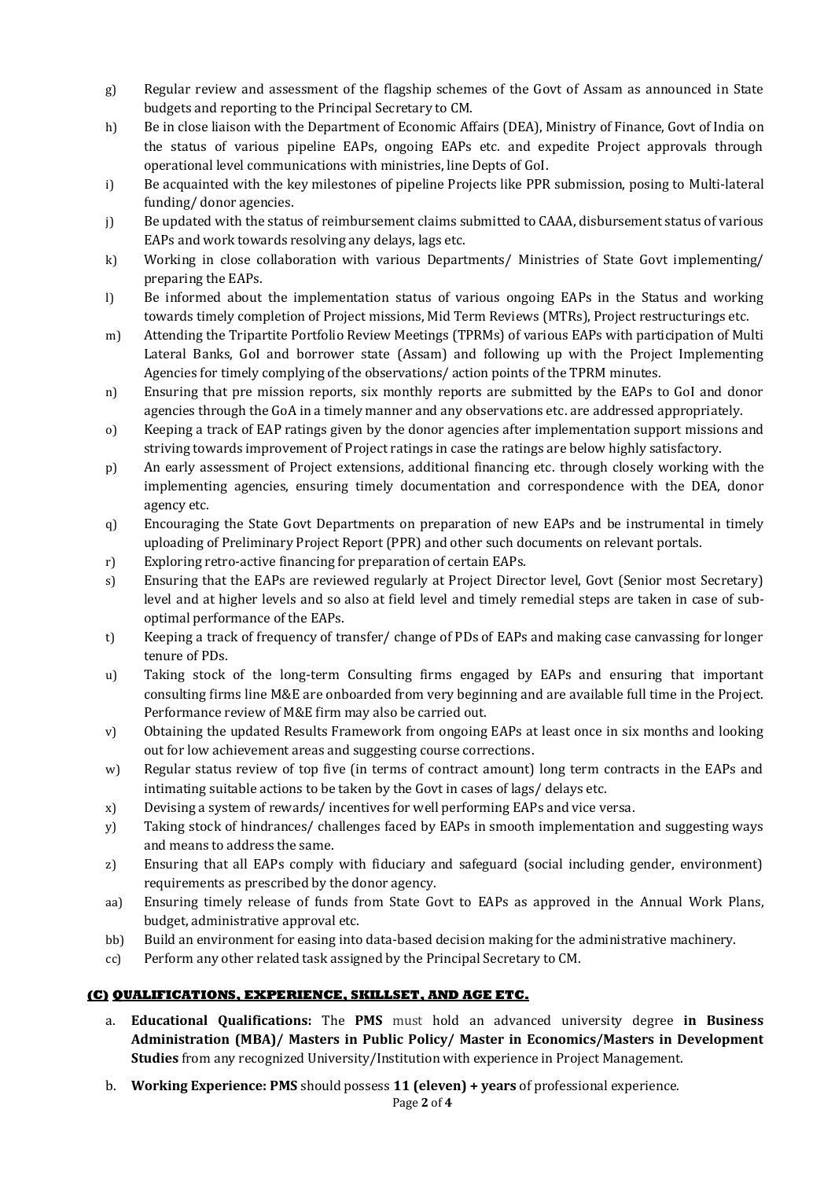g) Regular review and assessment of the flagship schemes of the Govt of Assam as announced in State budgets and reporting to the Principal Secretary to CM.

h) Be in close liaison with the Department of Economic Affairs (DEA), Ministry of Finance, Govt of India on the status of various pipeline EAPs, ongoing EAPs etc. and expedite Project approvals through operational level communications with ministries, line Depts of GoI.

i) Be acquainted with the key milestones of pipeline Projects like PPR submission, posing to Multi-lateral funding/ donor agencies.

j) Be updated with the status of reimbursement claims submitted to CAAA, disbursement status of various EAPs and work towards resolving any delays, lags etc.

k) Working in close collaboration with various Departments/ Ministries of State Govt implementing/ preparing the EAPs.

l) Be informed about the implementation status of various ongoing EAPs in the Status and working towards timely completion of Project missions, Mid Term Reviews (MTRs), Project restructurings etc.

m) Attending the Tripartite Portfolio Review Meetings (TPRMs) of various EAPs with participation of Multi Lateral Banks, GoI and borrower state (Assam) and following up with the Project Implementing Agencies for timely complying of the observations/ action points of the TPRM minutes.

n) Ensuring that pre mission reports, six monthly reports are submitted by the EAPs to GoI and donor agencies through the GoA in a timely manner and any observations etc. are addressed appropriately.

o) Keeping a track of EAP ratings given by the donor agencies after implementation support missions and striving towards improvement of Project ratings in case the ratings are below highly satisfactory.

p) An early assessment of Project extensions, additional financing etc. through closely working with the implementing agencies, ensuring timely documentation and correspondence with the DEA, donor agency etc.

q) Encouraging the State Govt Departments on preparation of new EAPs and be instrumental in timely uploading of Preliminary Project Report (PPR) and other such documents on relevant portals.

r) Exploring retro-active financing for preparation of certain EAPs.

s) Ensuring that the EAPs are reviewed regularly at Project Director level, Govt (Senior most Secretary) level and at higher levels and so also at field level and timely remedial steps are taken in case of sub-optimal performance of the EAPs.

t) Keeping a track of frequency of transfer/ change of PDs of EAPs and making case canvassing for longer tenure of PDs.

u) Taking stock of the long-term Consulting firms engaged by EAPs and ensuring that important consulting firms line M&E are onboarded from very beginning and are available full time in the Project. Performance review of M&E firm may also be carried out.

v) Obtaining the updated Results Framework from ongoing EAPs at least once in six months and looking out for low achievement areas and suggesting course corrections.

w) Regular status review of top five (in terms of contract amount) long term contracts in the EAPs and intimating suitable actions to be taken by the Govt in cases of lags/ delays etc.

x) Devising a system of rewards/ incentives for well performing EAPs and vice versa.

y) Taking stock of hindrances/ challenges faced by EAPs in smooth implementation and suggesting ways and means to address the same.

z) Ensuring that all EAPs comply with fiduciary and safeguard (social including gender, environment) requirements as prescribed by the donor agency.

aa) Ensuring timely release of funds from State Govt to EAPs as approved in the Annual Work Plans, budget, administrative approval etc.

bb) Build an environment for easing into data-based decision making for the administrative machinery.

cc) Perform any other related task assigned by the Principal Secretary to CM.

## (C) QUALIFICATIONS, EXPERIENCE, SKILLSET, AND AGE ETC.

a. **Educational Qualifications:** The **PMS** must hold an advanced university degree **in Business Administration (MBA)/ Masters in Public Policy/ Master in Economics/Masters in Development Studies** from any recognized University/Institution with experience in Project Management.

b. **Working Experience: PMS** should possess **11 (eleven) + years** of professional experience.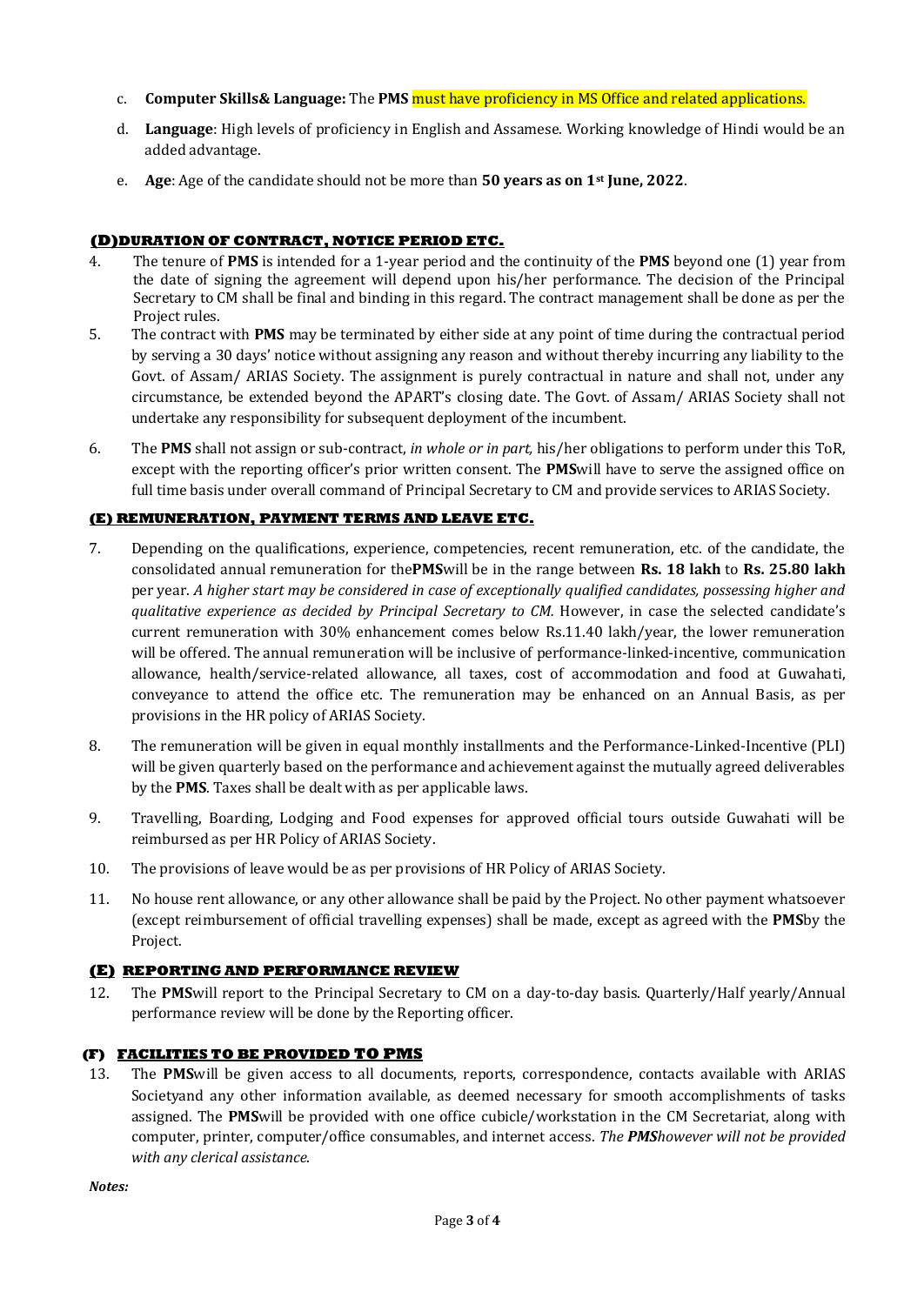c. **Computer Skills& Language:** The **PMS** must have proficiency in MS Office and related applications.

d. **Language**: High levels of proficiency in English and Assamese. Working knowledge of Hindi would be an added advantage.

e. **Age**: Age of the candidate should not be more than **50 years as on 1st June, 2022**.

## (D)DURATION OF CONTRACT, NOTICE PERIOD ETC.

4. The tenure of **PMS** is intended for a 1-year period and the continuity of the **PMS** beyond one (1) year from the date of signing the agreement will depend upon his/her performance. The decision of the Principal Secretary to CM shall be final and binding in this regard. The contract management shall be done as per the Project rules.

5. The contract with **PMS** may be terminated by either side at any point of time during the contractual period by serving a 30 days' notice without assigning any reason and without thereby incurring any liability to the Govt. of Assam/ ARIAS Society. The assignment is purely contractual in nature and shall not, under any circumstance, be extended beyond the APART's closing date. The Govt. of Assam/ ARIAS Society shall not undertake any responsibility for subsequent deployment of the incumbent.

6. The **PMS** shall not assign or sub-contract, *in whole or in part,* his/her obligations to perform under this ToR, except with the reporting officer's prior written consent. The **PMS**will have to serve the assigned office on full time basis under overall command of Principal Secretary to CM and provide services to ARIAS Society.

## (E) REMUNERATION, PAYMENT TERMS AND LEAVE ETC.

7. Depending on the qualifications, experience, competencies, recent remuneration, etc. of the candidate, the consolidated annual remuneration for the**PMS**will be in the range between **Rs. 18 lakh** to **Rs. 25.80 lakh** per year. *A higher start may be considered in case of exceptionally qualified candidates, possessing higher and qualitative experience as decided by Principal Secretary to CM.* However, in case the selected candidate's current remuneration with 30% enhancement comes below Rs.11.40 lakh/year, the lower remuneration will be offered. The annual remuneration will be inclusive of performance-linked-incentive, communication allowance, health/service-related allowance, all taxes, cost of accommodation and food at Guwahati, conveyance to attend the office etc. The remuneration may be enhanced on an Annual Basis, as per provisions in the HR policy of ARIAS Society.

8. The remuneration will be given in equal monthly installments and the Performance-Linked-Incentive (PLI) will be given quarterly based on the performance and achievement against the mutually agreed deliverables by the **PMS**. Taxes shall be dealt with as per applicable laws.

9. Travelling, Boarding, Lodging and Food expenses for approved official tours outside Guwahati will be reimbursed as per HR Policy of ARIAS Society.

10. The provisions of leave would be as per provisions of HR Policy of ARIAS Society.

11. No house rent allowance, or any other allowance shall be paid by the Project. No other payment whatsoever (except reimbursement of official travelling expenses) shall be made, except as agreed with the **PMS**by the Project.

## (E) REPORTING AND PERFORMANCE REVIEW

12. The **PMS**will report to the Principal Secretary to CM on a day-to-day basis. Quarterly/Half yearly/Annual performance review will be done by the Reporting officer.

## (F) FACILITIES TO BE PROVIDED TO PMS

13. The **PMS**will be given access to all documents, reports, correspondence, contacts available with ARIAS Societyand any other information available, as deemed necessary for smooth accomplishments of tasks assigned. The **PMS**will be provided with one office cubicle/workstation in the CM Secretariat, along with computer, printer, computer/office consumables, and internet access. *The **PMS**however will not be provided with any clerical assistance.*

***Notes:***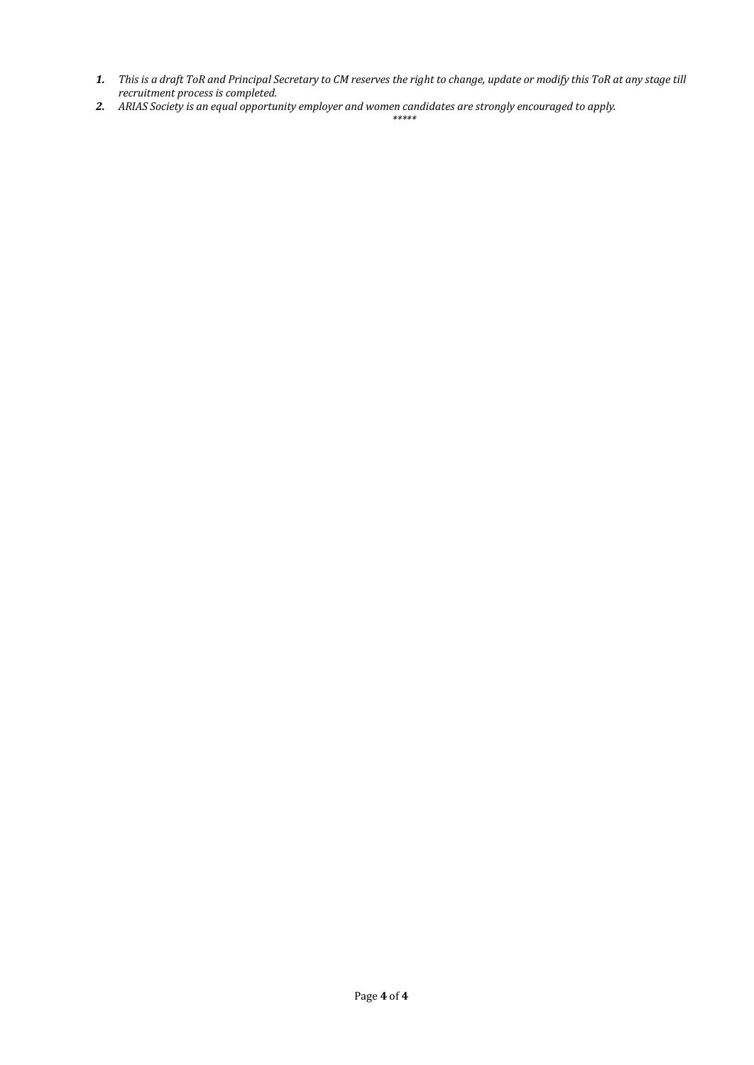1. ***This is a draft ToR and Principal Secretary to CM reserves the right to change, update or modify this ToR at any stage till recruitment process is completed.***
2. ***ARIAS Society is an equal opportunity employer and women candidates are strongly encouraged to apply.***

*****